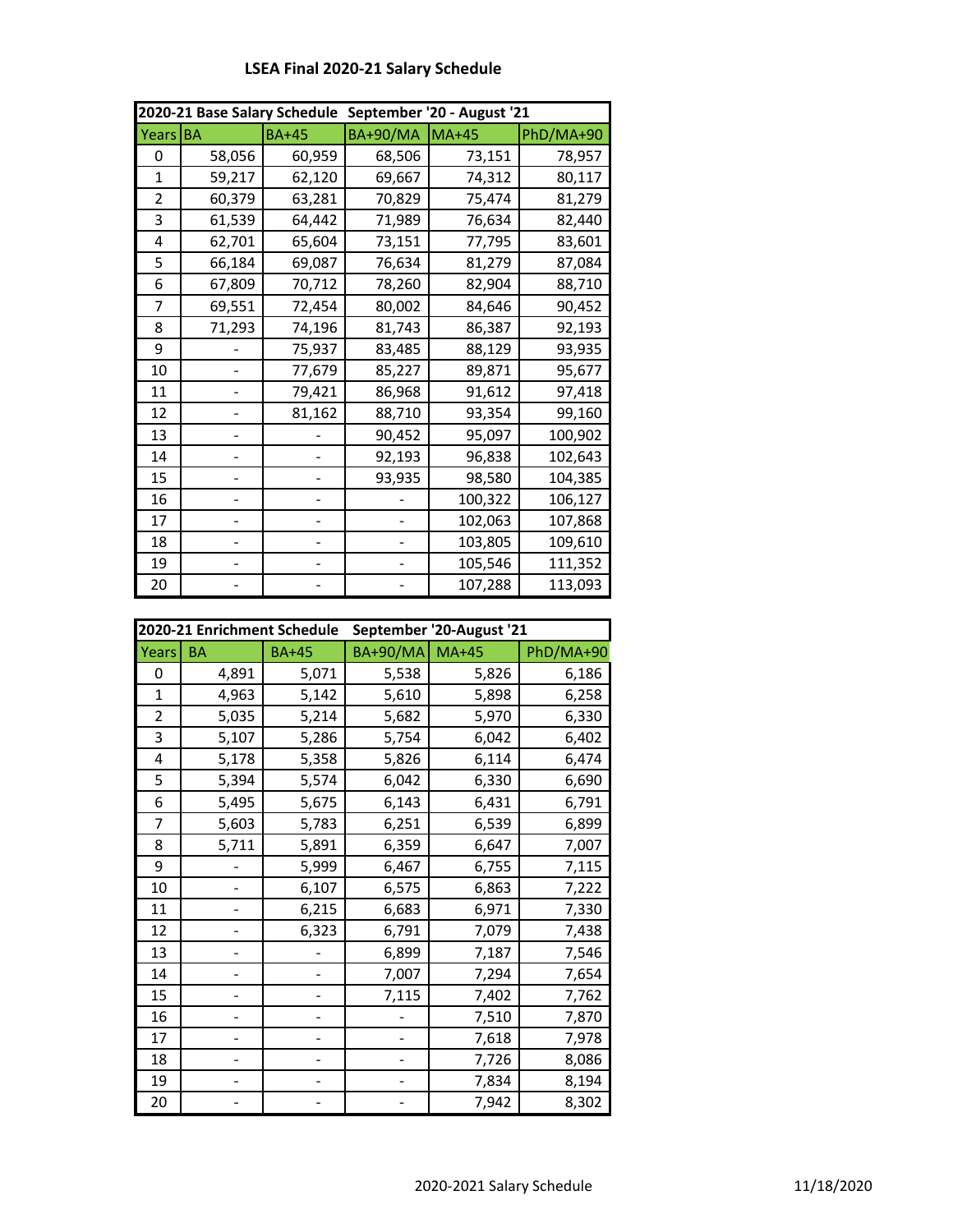# LSEA Final 2020-21 Salary Schedule

| 2020-21 Base Salary Schedule | September '20 - August '21 | | | | |
|---|---|---|---|---|---|
| Years | BA | BA+45 | BA+90/MA | MA+45 | PhD/MA+90 |
| 0 | 58,056 | 60,959 | 68,506 | 73,151 | 78,957 |
| 1 | 59,217 | 62,120 | 69,667 | 74,312 | 80,117 |
| 2 | 60,379 | 63,281 | 70,829 | 75,474 | 81,279 |
| 3 | 61,539 | 64,442 | 71,989 | 76,634 | 82,440 |
| 4 | 62,701 | 65,604 | 73,151 | 77,795 | 83,601 |
| 5 | 66,184 | 69,087 | 76,634 | 81,279 | 87,084 |
| 6 | 67,809 | 70,712 | 78,260 | 82,904 | 88,710 |
| 7 | 69,551 | 72,454 | 80,002 | 84,646 | 90,452 |
| 8 | 71,293 | 74,196 | 81,743 | 86,387 | 92,193 |
| 9 | - | 75,937 | 83,485 | 88,129 | 93,935 |
| 10 | - | 77,679 | 85,227 | 89,871 | 95,677 |
| 11 | - | 79,421 | 86,968 | 91,612 | 97,418 |
| 12 | - | 81,162 | 88,710 | 93,354 | 99,160 |
| 13 | - | - | 90,452 | 95,097 | 100,902 |
| 14 | - | - | 92,193 | 96,838 | 102,643 |
| 15 | - | - | 93,935 | 98,580 | 104,385 |
| 16 | - | - | - | 100,322 | 106,127 |
| 17 | - | - | - | 102,063 | 107,868 |
| 18 | - | - | - | 103,805 | 109,610 |
| 19 | - | - | - | 105,546 | 111,352 |
| 20 | - | - | - | 107,288 | 113,093 |

| 2020-21 Enrichment Schedule | September '20-August '21 | | | | |
|---|---|---|---|---|---|
| Years | BA | BA+45 | BA+90/MA | MA+45 | PhD/MA+90 |
| 0 | 4,891 | 5,071 | 5,538 | 5,826 | 6,186 |
| 1 | 4,963 | 5,142 | 5,610 | 5,898 | 6,258 |
| 2 | 5,035 | 5,214 | 5,682 | 5,970 | 6,330 |
| 3 | 5,107 | 5,286 | 5,754 | 6,042 | 6,402 |
| 4 | 5,178 | 5,358 | 5,826 | 6,114 | 6,474 |
| 5 | 5,394 | 5,574 | 6,042 | 6,330 | 6,690 |
| 6 | 5,495 | 5,675 | 6,143 | 6,431 | 6,791 |
| 7 | 5,603 | 5,783 | 6,251 | 6,539 | 6,899 |
| 8 | 5,711 | 5,891 | 6,359 | 6,647 | 7,007 |
| 9 | - | 5,999 | 6,467 | 6,755 | 7,115 |
| 10 | - | 6,107 | 6,575 | 6,863 | 7,222 |
| 11 | - | 6,215 | 6,683 | 6,971 | 7,330 |
| 12 | - | 6,323 | 6,791 | 7,079 | 7,438 |
| 13 | - | - | 6,899 | 7,187 | 7,546 |
| 14 | - | - | 7,007 | 7,294 | 7,654 |
| 15 | - | - | 7,115 | 7,402 | 7,762 |
| 16 | - | - | - | 7,510 | 7,870 |
| 17 | - | - | - | 7,618 | 7,978 |
| 18 | - | - | - | 7,726 | 8,086 |
| 19 | - | - | - | 7,834 | 8,194 |
| 20 | - | - | - | 7,942 | 8,302 |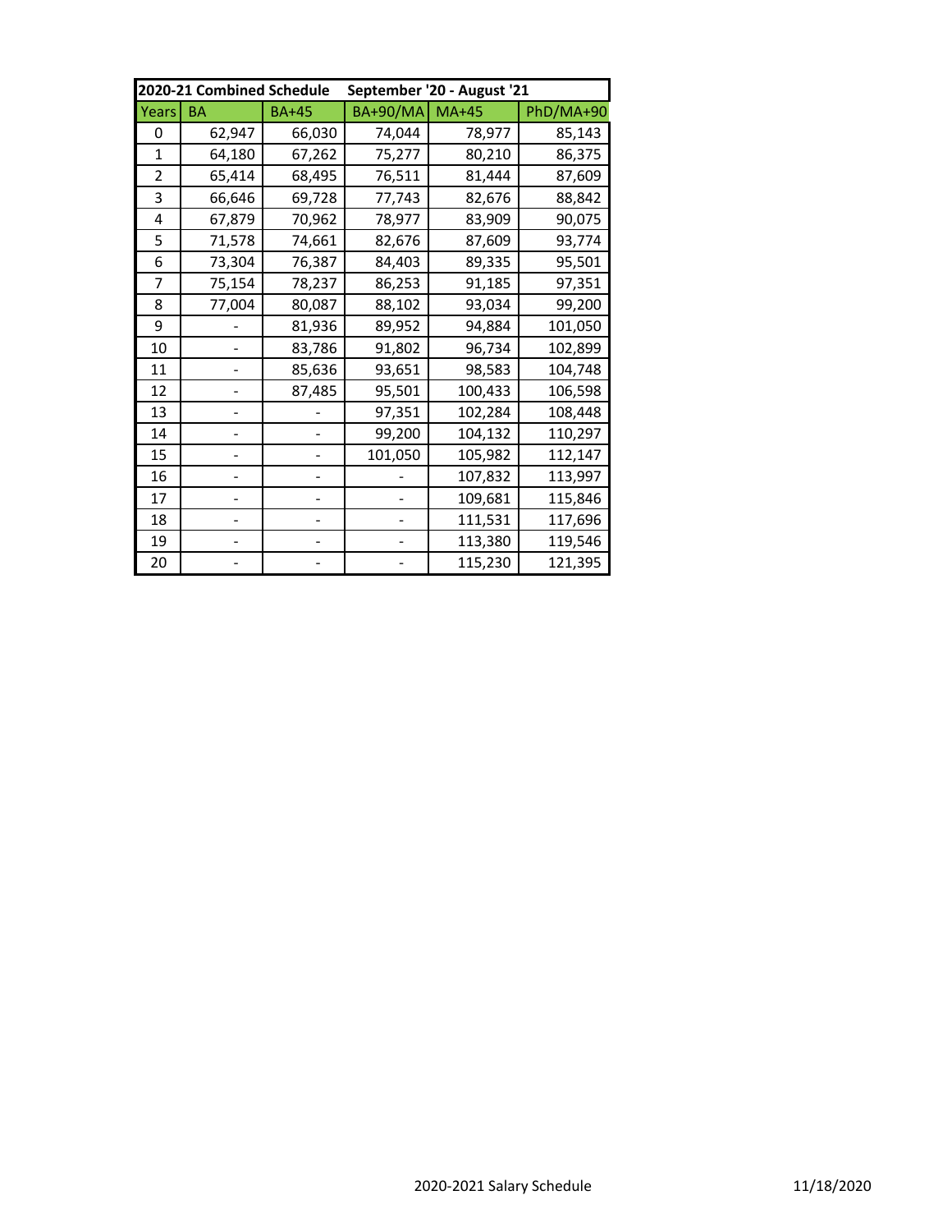| 2020-21 Combined Schedule | | September '20 - August '21 | | |
|---|---|---|---|---|
| Years | BA | BA+45 | BA+90/MA | MA+45 | PhD/MA+90 |

| Years | BA | BA+45 | BA+90/MA | MA+45 | PhD/MA+90 |
|---|---|---|---|---|---|
| 0 | 62,947 | 66,030 | 74,044 | 78,977 | 85,143 |
| 1 | 64,180 | 67,262 | 75,277 | 80,210 | 86,375 |
| 2 | 65,414 | 68,495 | 76,511 | 81,444 | 87,609 |
| 3 | 66,646 | 69,728 | 77,743 | 82,676 | 88,842 |
| 4 | 67,879 | 70,962 | 78,977 | 83,909 | 90,075 |
| 5 | 71,578 | 74,661 | 82,676 | 87,609 | 93,774 |
| 6 | 73,304 | 76,387 | 84,403 | 89,335 | 95,501 |
| 7 | 75,154 | 78,237 | 86,253 | 91,185 | 97,351 |
| 8 | 77,004 | 80,087 | 88,102 | 93,034 | 99,200 |
| 9 | - | 81,936 | 89,952 | 94,884 | 101,050 |
| 10 | - | 83,786 | 91,802 | 96,734 | 102,899 |
| 11 | - | 85,636 | 93,651 | 98,583 | 104,748 |
| 12 | - | 87,485 | 95,501 | 100,433 | 106,598 |
| 13 | - | - | 97,351 | 102,284 | 108,448 |
| 14 | - | - | 99,200 | 104,132 | 110,297 |
| 15 | - | - | 101,050 | 105,982 | 112,147 |
| 16 | - | - | - | 107,832 | 113,997 |
| 17 | - | - | - | 109,681 | 115,846 |
| 18 | - | - | - | 111,531 | 117,696 |
| 19 | - | - | - | 113,380 | 119,546 |
| 20 | - | - | - | 115,230 | 121,395 |

2020-2021 Salary Schedule 11/18/2020